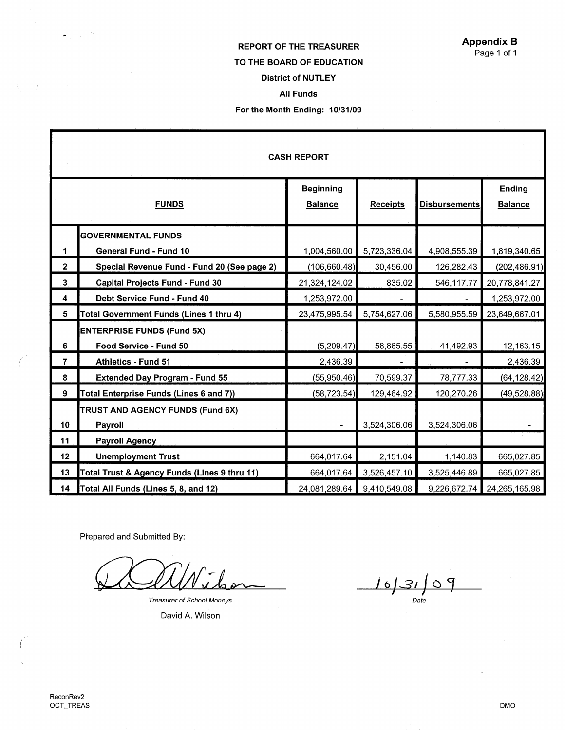**Appendix B**
Page 1 of 1

# REPORT OF THE TREASURER

## TO THE BOARD OF EDUCATION

### District of NUTLEY

### All Funds

### For the Month Ending: 10/31/09

**CASH REPORT**

| | FUNDS | Beginning Balance | Receipts | Disbursements | Ending Balance |
|---|---|---|---|---|---|
| | **GOVERNMENTAL FUNDS** | | | | |
| 1 | General Fund - Fund 10 | 1,004,560.00 | 5,723,336.04 | 4,908,555.39 | 1,819,340.65 |
| 2 | Special Revenue Fund - Fund 20 (See page 2) | (106,660.48) | 30,456.00 | 126,282.43 | (202,486.91) |
| 3 | Capital Projects Fund - Fund 30 | 21,324,124.02 | 835.02 | 546,117.77 | 20,778,841.27 |
| 4 | Debt Service Fund - Fund 40 | 1,253,972.00 | - | - | 1,253,972.00 |
| 5 | **Total Government Funds (Lines 1 thru 4)** | 23,475,995.54 | 5,754,627.06 | 5,580,955.59 | 23,649,667.01 |
| | **ENTERPRISE FUNDS (Fund 5X)** | | | | |
| 6 | Food Service - Fund 50 | (5,209.47) | 58,865.55 | 41,492.93 | 12,163.15 |
| 7 | Athletics - Fund 51 | 2,436.39 | - | - | 2,436.39 |
| 8 | Extended Day Program - Fund 55 | (55,950.46) | 70,599.37 | 78,777.33 | (64,128.42) |
| 9 | **Total Enterprise Funds (Lines 6 and 7))** | (58,723.54) | 129,464.92 | 120,270.26 | (49,528.88) |
| | **TRUST AND AGENCY FUNDS (Fund 6X)** | | | | |
| 10 | Payroll | - | 3,524,306.06 | 3,524,306.06 | - |
| 11 | Payroll Agency | | | | |
| 12 | Unemployment Trust | 664,017.64 | 2,151.04 | 1,140.83 | 665,027.85 |
| 13 | **Total Trust & Agency Funds (Lines 9 thru 11)** | 664,017.64 | 3,526,457.10 | 3,525,446.89 | 665,027.85 |
| 14 | **Total All Funds (Lines 5, 8, and 12)** | 24,081,289.64 | 9,410,549.08 | 9,226,672.74 | 24,265,165.98 |

Prepared and Submitted By:

*Treasurer of School Moneys*

David A. Wilson

10/31/09
*Date*

ReconRev2
OCT_TREAS

DMO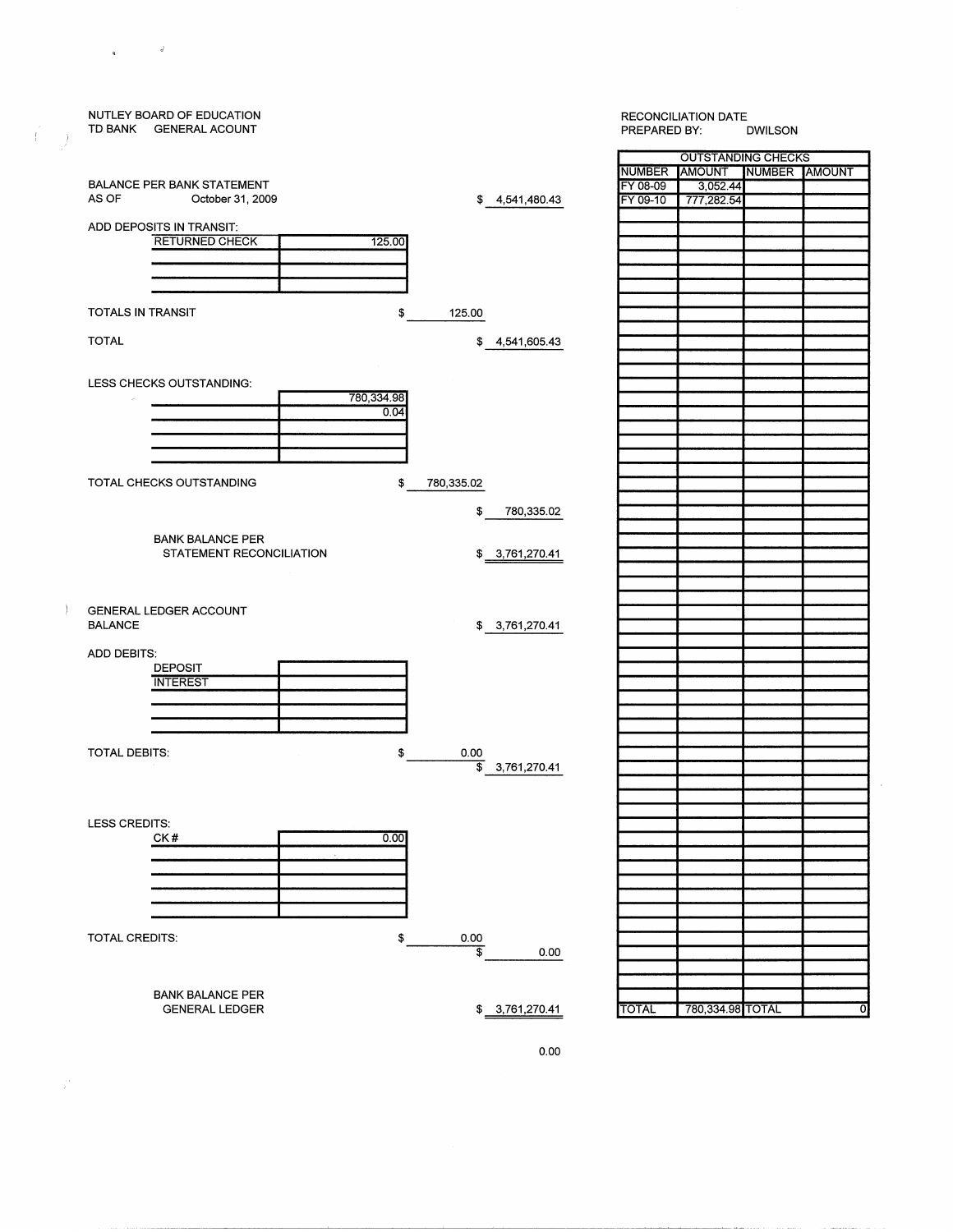NUTLEY BOARD OF EDUCATION
TD BANK GENERAL ACOUNT

RECONCILIATION DATE
PREPARED BY: DWILSON

BALANCE PER BANK STATEMENT
AS OF October 31, 2009 $ 4,541,480.43

ADD DEPOSITS IN TRANSIT:

| | |
|---|---|
| RETURNED CHECK | 125.00 |

TOTALS IN TRANSIT $ 125.00

TOTAL $ 4,541,605.43

LESS CHECKS OUTSTANDING:

| | |
|---|---|
| | 780,334.98 |
| | 0.04 |

TOTAL CHECKS OUTSTANDING $ 780,335.02

$ 780,335.02

BANK BALANCE PER STATEMENT RECONCILIATION $ 3,761,270.41

GENERAL LEDGER ACCOUNT BALANCE $ 3,761,270.41

ADD DEBITS:

| | |
|---|---|
| DEPOSIT | |
| INTEREST | |

TOTAL DEBITS: $ 0.00

$ 3,761,270.41

LESS CREDITS:

| | |
|---|---|
| CK # | 0.00 |

TOTAL CREDITS: $ 0.00

$ 0.00

BANK BALANCE PER GENERAL LEDGER $ 3,761,270.41

0.00

| OUTSTANDING CHECKS | | | |
|---|---|---|---|
| NUMBER | AMOUNT | NUMBER | AMOUNT |
| FY 08-09 | 3,052.44 | | |
| FY 09-10 | 777,282.54 | | |
| TOTAL | 780,334.98 | TOTAL | 0 |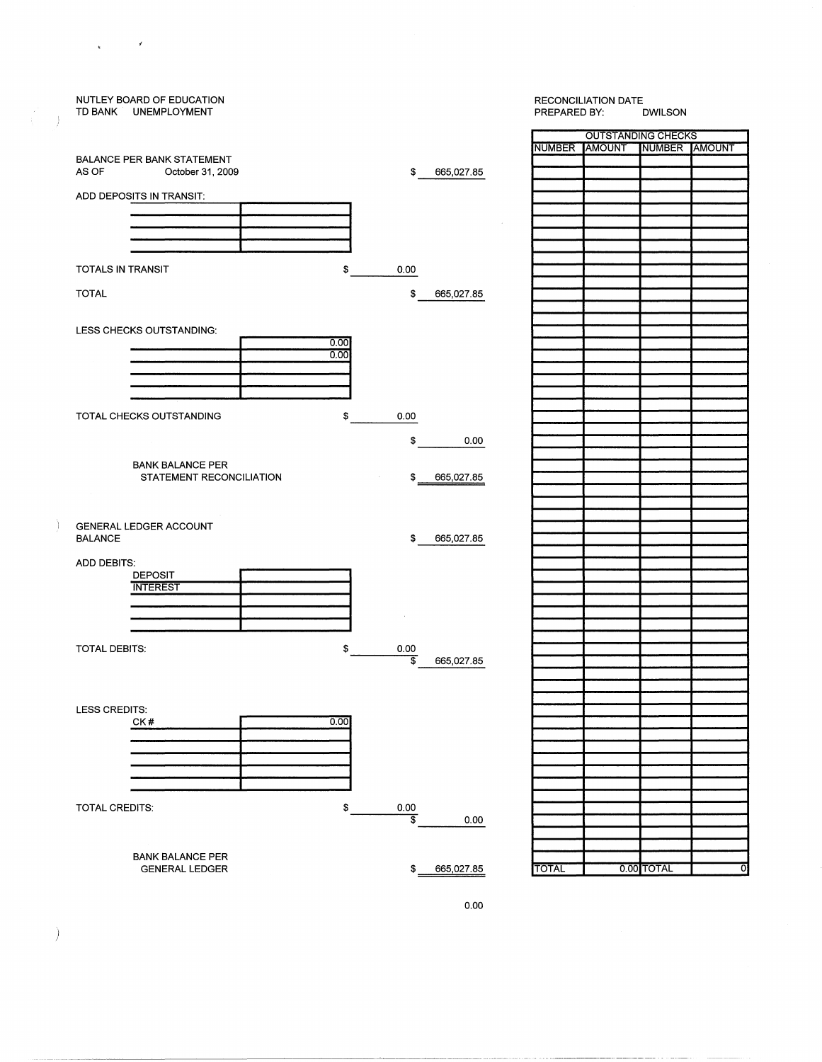NUTLEY BOARD OF EDUCATION
TD BANK UNEMPLOYMENT

RECONCILIATION DATE
PREPARED BY: DWILSON

BALANCE PER BANK STATEMENT
AS OF October 31, 2009 — $ 665,027.85

ADD DEPOSITS IN TRANSIT:

| | |
|---|---|
| | |
| | |
| | |
| | |

TOTALS IN TRANSIT — $ 0.00

TOTAL — $ 665,027.85

LESS CHECKS OUTSTANDING:

| | |
|---|---|
| | 0.00 |
| | 0.00 |
| | |
| | |
| | |

TOTAL CHECKS OUTSTANDING — $ 0.00

$ 0.00

BANK BALANCE PER STATEMENT RECONCILIATION — $ 665,027.85

GENERAL LEDGER ACCOUNT BALANCE — $ 665,027.85

ADD DEBITS:

| | |
|---|---|
| DEPOSIT | |
| INTEREST | |
| | |
| | |
| | |

TOTAL DEBITS: — $ 0.00

$ 665,027.85

LESS CREDITS:

| | |
|---|---|
| CK # | 0.00 |
| | |
| | |
| | |
| | |
| | |

TOTAL CREDITS: — $ 0.00

$ 0.00

BANK BALANCE PER GENERAL LEDGER — $ 665,027.85

0.00

| OUTSTANDING CHECKS | | | |
|---|---|---|---|
| NUMBER | AMOUNT | NUMBER | AMOUNT |
| TOTAL | 0.00 | TOTAL | 0 |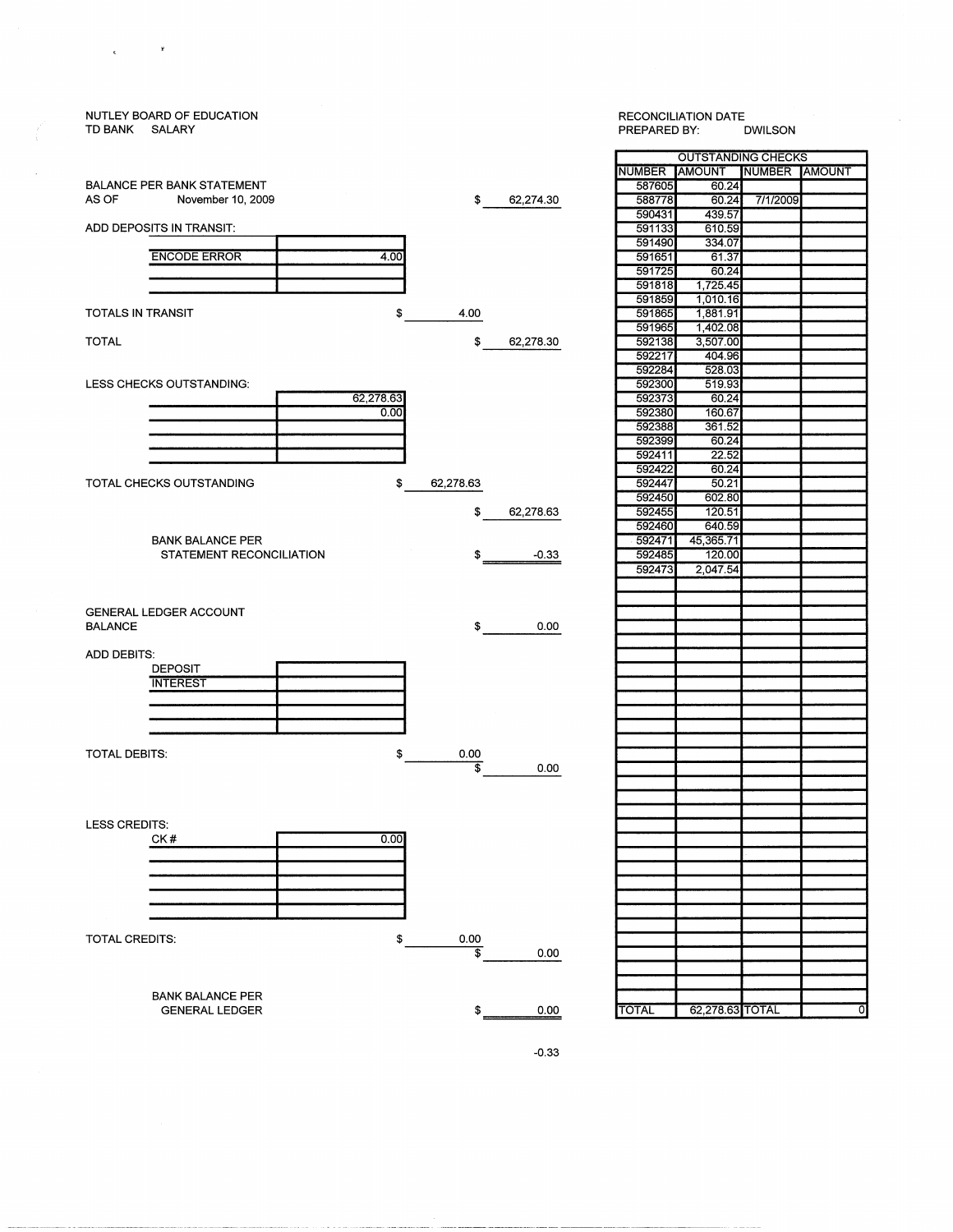NUTLEY BOARD OF EDUCATION
TD BANK SALARY

RECONCILIATION DATE
PREPARED BY: DWILSON

BALANCE PER BANK STATEMENT
AS OF November 10, 2009 $ 62,274.30

ADD DEPOSITS IN TRANSIT:

| | |
|---|---|
| | |
| ENCODE ERROR | 4.00 |
| | |
| | |

TOTALS IN TRANSIT $ 4.00

TOTAL $ 62,278.30

LESS CHECKS OUTSTANDING:

| | |
|---|---|
| | 62,278.63 |
| | 0.00 |
| | |
| | |
| | |

TOTAL CHECKS OUTSTANDING $ 62,278.63

$ 62,278.63

BANK BALANCE PER
STATEMENT RECONCILIATION $ -0.33

GENERAL LEDGER ACCOUNT
BALANCE $ 0.00

ADD DEBITS:

| | |
|---|---|
| DEPOSIT | |
| INTEREST | |
| | |
| | |
| | |

TOTAL DEBITS: $ 0.00

$ 0.00

LESS CREDITS:

| | |
|---|---|
| CK # | 0.00 |
| | |
| | |
| | |
| | |
| | |

TOTAL CREDITS: $ 0.00

$ 0.00

BANK BALANCE PER
GENERAL LEDGER $ 0.00

-0.33

| OUTSTANDING CHECKS | | | |
|---|---|---|---|
| NUMBER | AMOUNT | NUMBER | AMOUNT |
| 587605 | 60.24 | | |
| 588778 | 60.24 | 7/1/2009 | |
| 590431 | 439.57 | | |
| 591133 | 610.59 | | |
| 591490 | 334.07 | | |
| 591651 | 61.37 | | |
| 591725 | 60.24 | | |
| 591818 | 1,725.45 | | |
| 591859 | 1,010.16 | | |
| 591865 | 1,881.91 | | |
| 591965 | 1,402.08 | | |
| 592138 | 3,507.00 | | |
| 592217 | 404.96 | | |
| 592284 | 528.03 | | |
| 592300 | 519.93 | | |
| 592373 | 60.24 | | |
| 592380 | 160.67 | | |
| 592388 | 361.52 | | |
| 592399 | 60.24 | | |
| 592411 | 22.52 | | |
| 592422 | 60.24 | | |
| 592447 | 50.21 | | |
| 592450 | 602.80 | | |
| 592455 | 120.51 | | |
| 592460 | 640.59 | | |
| 592471 | 45,365.71 | | |
| 592485 | 120.00 | | |
| 592473 | 2,047.54 | | |
| TOTAL | 62,278.63 | TOTAL | 0 |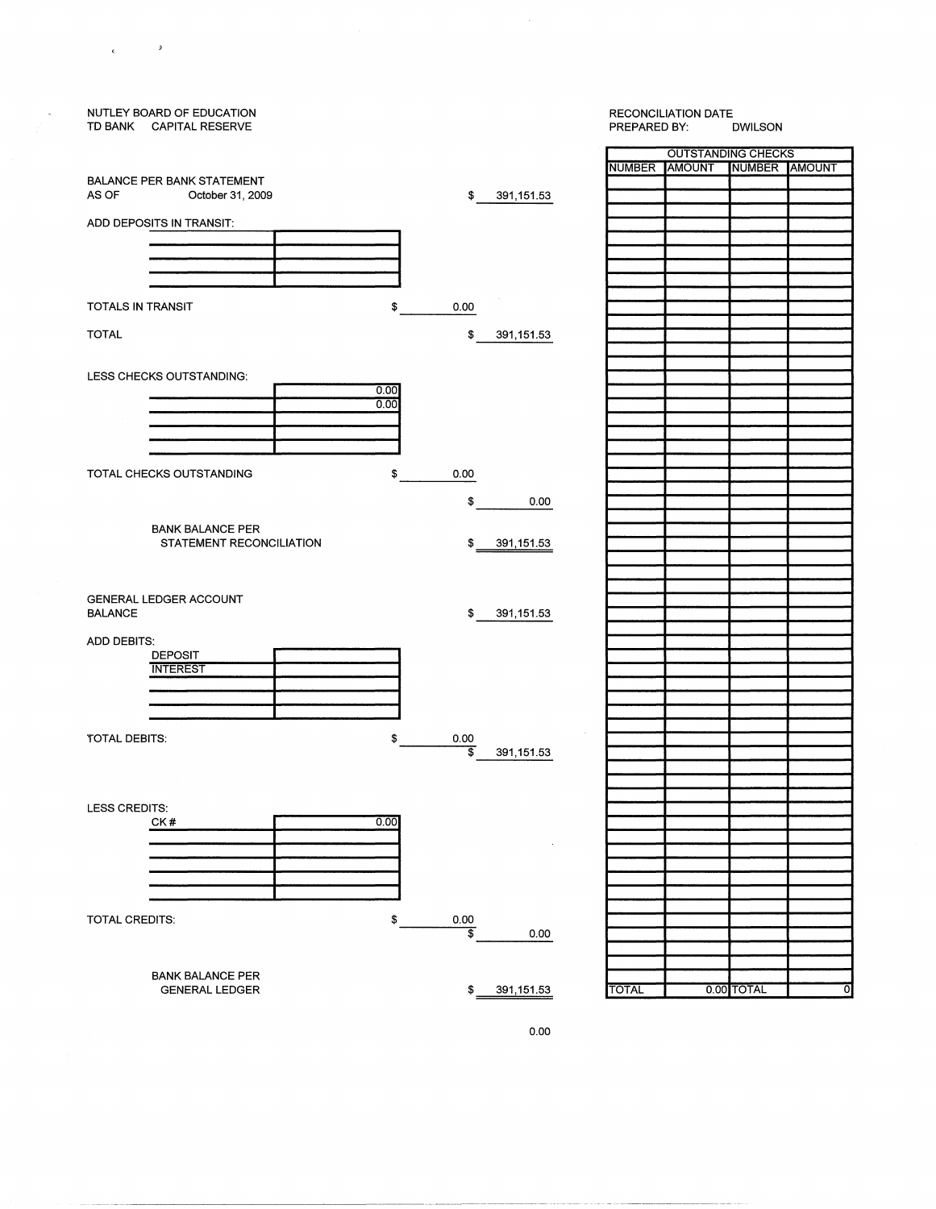NUTLEY BOARD OF EDUCATION
TD BANK CAPITAL RESERVE

RECONCILIATION DATE
PREPARED BY: DWILSON

| | | |
|---|---|---|
| BALANCE PER BANK STATEMENT AS OF October 31, 2009 | | $ 391,151.53 |
| ADD DEPOSITS IN TRANSIT: | | |
| TOTALS IN TRANSIT | $ 0.00 | |
| TOTAL | | $ 391,151.53 |
| LESS CHECKS OUTSTANDING: 0.00 / 0.00 | | |
| TOTAL CHECKS OUTSTANDING | $ 0.00 | |
| | | $ 0.00 |
| BANK BALANCE PER STATEMENT RECONCILIATION | | $ 391,151.53 |
| GENERAL LEDGER ACCOUNT BALANCE | | $ 391,151.53 |
| ADD DEBITS: DEPOSIT / INTEREST | | |
| TOTAL DEBITS: | $ 0.00 | |
| | | $ 391,151.53 |
| LESS CREDITS: CK # 0.00 | | |
| TOTAL CREDITS: | $ 0.00 | |
| | | $ 0.00 |
| BANK BALANCE PER GENERAL LEDGER | | $ 391,151.53 |

0.00

| OUTSTANDING CHECKS | | | |
|---|---|---|---|
| NUMBER | AMOUNT | NUMBER | AMOUNT |
| TOTAL | 0.00 | TOTAL | 0 |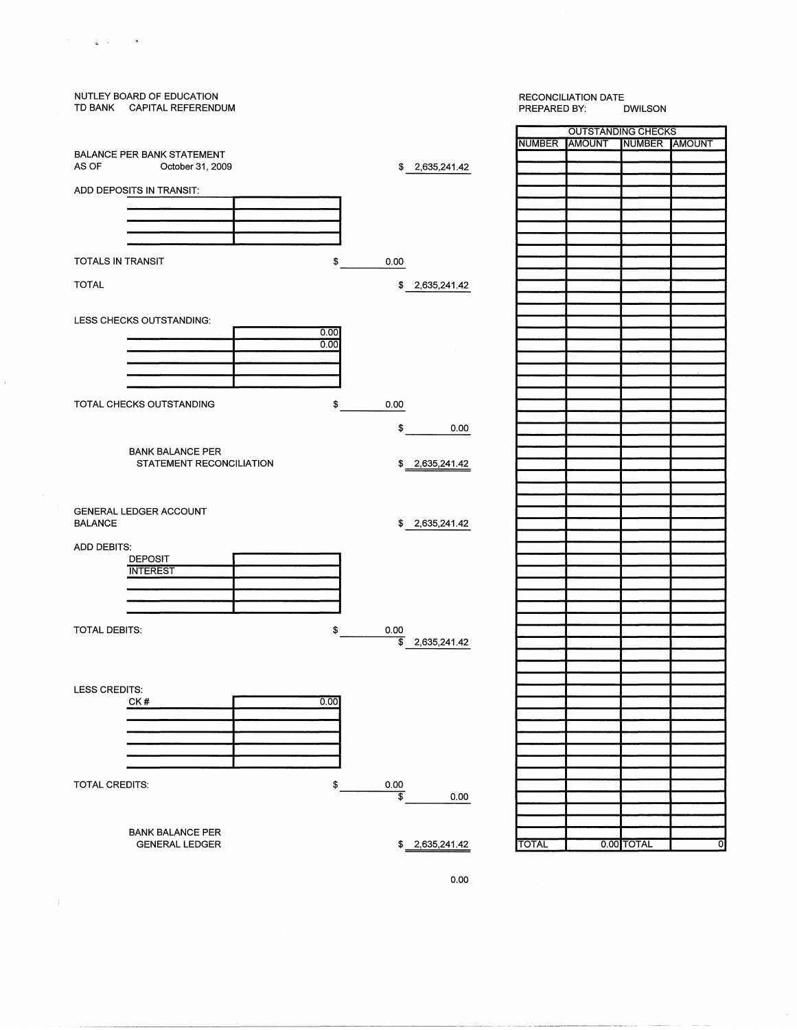NUTLEY BOARD OF EDUCATION
TD BANK CAPITAL REFERENDUM

RECONCILIATION DATE
PREPARED BY: DWILSON

BALANCE PER BANK STATEMENT
AS OF October 31, 2009 $ 2,635,241.42

ADD DEPOSITS IN TRANSIT:

| | |
|---|---|
| | |
| | |
| | |

TOTALS IN TRANSIT $ 0.00

TOTAL $ 2,635,241.42

LESS CHECKS OUTSTANDING:

| | |
|---|---|
| | 0.00 |
| | 0.00 |
| | |
| | |
| | |

TOTAL CHECKS OUTSTANDING $ 0.00

$ 0.00

BANK BALANCE PER STATEMENT RECONCILIATION $ 2,635,241.42

GENERAL LEDGER ACCOUNT BALANCE $ 2,635,241.42

ADD DEBITS:

| | |
|---|---|
| DEPOSIT | |
| INTEREST | |
| | |
| | |
| | |

TOTAL DEBITS: $ 0.00

$ 2,635,241.42

LESS CREDITS:

| | |
|---|---|
| CK # | 0.00 |
| | |
| | |
| | |
| | |
| | |

TOTAL CREDITS: $ 0.00

$ 0.00

BANK BALANCE PER GENERAL LEDGER $ 2,635,241.42

0.00

| OUTSTANDING CHECKS | | | |
|---|---|---|---|
| NUMBER | AMOUNT | NUMBER | AMOUNT |
| TOTAL | 0.00 | TOTAL | 0 |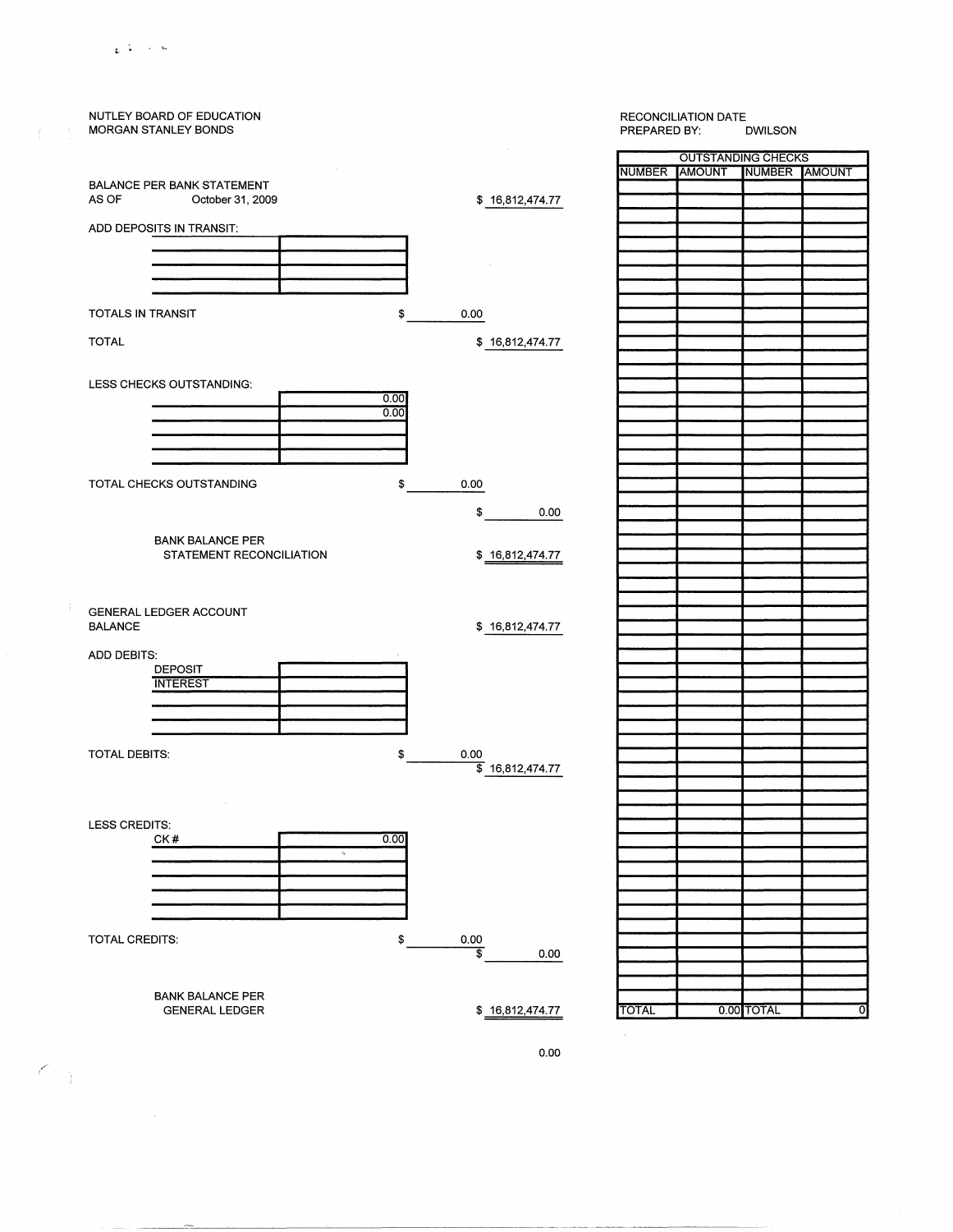NUTLEY BOARD OF EDUCATION
MORGAN STANLEY BONDS

RECONCILIATION DATE
PREPARED BY: DWILSON

BALANCE PER BANK STATEMENT
AS OF October 31, 2009 $ 16,812,474.77

ADD DEPOSITS IN TRANSIT:

| | |
|---|---|
| | |
| | |
| | |
| | |

TOTALS IN TRANSIT $ 0.00

TOTAL $ 16,812,474.77

LESS CHECKS OUTSTANDING:

| | |
|---|---|
| | 0.00 |
| | 0.00 |
| | |
| | |
| | |

TOTAL CHECKS OUTSTANDING $ 0.00

$ 0.00

BANK BALANCE PER STATEMENT RECONCILIATION $ 16,812,474.77

GENERAL LEDGER ACCOUNT BALANCE $ 16,812,474.77

ADD DEBITS:

| | |
|---|---|
| DEPOSIT | |
| INTEREST | |
| | |
| | |
| | |

TOTAL DEBITS: $ 0.00

$ 16,812,474.77

LESS CREDITS:

| | |
|---|---|
| CK # | 0.00 |
| | |
| | |
| | |
| | |
| | |

TOTAL CREDITS: $ 0.00

$ 0.00

BANK BALANCE PER GENERAL LEDGER $ 16,812,474.77

0.00

| OUTSTANDING CHECKS | | | |
|---|---|---|---|
| NUMBER | AMOUNT | NUMBER | AMOUNT |
| TOTAL | 0.00 | TOTAL | 0 |